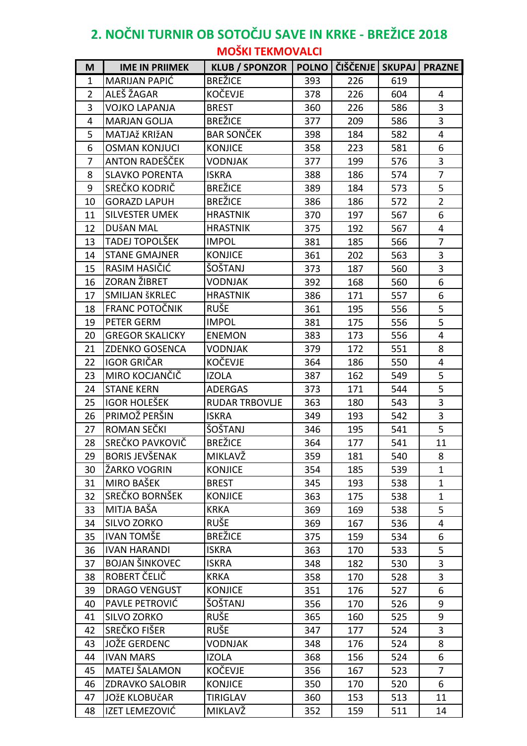# 2. NOČNI TURNIR OB SOTOČJU SAVE IN KRKE - BREŽICE 2018

## MOŠKI TEKMOVALCI

| M | IME IN PRIIMEK | KLUB / SPONZOR | POLNO | ČIŠČENJE | SKUPAJ | PRAZNE |
|---|---|---|---|---|---|---|
| 1 | MARIJAN PAPIĆ | BREŽICE | 393 | 226 | 619 | |
| 2 | ALEŠ ŽAGAR | KOČEVJE | 378 | 226 | 604 | 4 |
| 3 | VOJKO LAPANJA | BREST | 360 | 226 | 586 | 3 |
| 4 | MARJAN GOLJA | BREŽICE | 377 | 209 | 586 | 3 |
| 5 | MATJAž KRIžAN | BAR SONČEK | 398 | 184 | 582 | 4 |
| 6 | OSMAN KONJUCI | KONJICE | 358 | 223 | 581 | 6 |
| 7 | ANTON RADEŠČEK | VODNJAK | 377 | 199 | 576 | 3 |
| 8 | SLAVKO PORENTA | ISKRA | 388 | 186 | 574 | 7 |
| 9 | SREČKO KODRIČ | BREŽICE | 389 | 184 | 573 | 5 |
| 10 | GORAZD LAPUH | BREŽICE | 386 | 186 | 572 | 2 |
| 11 | SILVESTER UMEK | HRASTNIK | 370 | 197 | 567 | 6 |
| 12 | DUŠAN MAL | HRASTNIK | 375 | 192 | 567 | 4 |
| 13 | TADEJ TOPOLŠEK | IMPOL | 381 | 185 | 566 | 7 |
| 14 | STANE GMAJNER | KONJICE | 361 | 202 | 563 | 3 |
| 15 | RASIM HASIČIĆ | ŠOŠTANJ | 373 | 187 | 560 | 3 |
| 16 | ZORAN ŽIBRET | VODNJAK | 392 | 168 | 560 | 6 |
| 17 | SMILJAN šKRLEC | HRASTNIK | 386 | 171 | 557 | 6 |
| 18 | FRANC POTOČNIK | RUŠE | 361 | 195 | 556 | 5 |
| 19 | PETER GERM | IMPOL | 381 | 175 | 556 | 5 |
| 20 | GREGOR SKALICKY | ENEMON | 383 | 173 | 556 | 4 |
| 21 | ZDENKO GOSENCA | VODNJAK | 379 | 172 | 551 | 8 |
| 22 | IGOR GRIČAR | KOČEVJE | 364 | 186 | 550 | 4 |
| 23 | MIRO KOCJANČIČ | IZOLA | 387 | 162 | 549 | 5 |
| 24 | STANE KERN | ADERGAS | 373 | 171 | 544 | 5 |
| 25 | IGOR HOLEŠEK | RUDAR TRBOVLJE | 363 | 180 | 543 | 3 |
| 26 | PRIMOŽ PERŠIN | ISKRA | 349 | 193 | 542 | 3 |
| 27 | ROMAN SEČKI | ŠOŠTANJ | 346 | 195 | 541 | 5 |
| 28 | SREČKO PAVKOVIČ | BREŽICE | 364 | 177 | 541 | 11 |
| 29 | BORIS JEVŠENAK | MIKLAVŽ | 359 | 181 | 540 | 8 |
| 30 | ŽARKO VOGRIN | KONJICE | 354 | 185 | 539 | 1 |
| 31 | MIRO BAŠEK | BREST | 345 | 193 | 538 | 1 |
| 32 | SREČKO BORNŠEK | KONJICE | 363 | 175 | 538 | 1 |
| 33 | MITJA BAŠA | KRKA | 369 | 169 | 538 | 5 |
| 34 | SILVO ZORKO | RUŠE | 369 | 167 | 536 | 4 |
| 35 | IVAN TOMŠE | BREŽICE | 375 | 159 | 534 | 6 |
| 36 | IVAN HARANDI | ISKRA | 363 | 170 | 533 | 5 |
| 37 | BOJAN ŠINKOVEC | ISKRA | 348 | 182 | 530 | 3 |
| 38 | ROBERT ČELIČ | KRKA | 358 | 170 | 528 | 3 |
| 39 | DRAGO VENGUST | KONJICE | 351 | 176 | 527 | 6 |
| 40 | PAVLE PETROVIĆ | ŠOŠTANJ | 356 | 170 | 526 | 9 |
| 41 | SILVO ZORKO | RUŠE | 365 | 160 | 525 | 9 |
| 42 | SREČKO FIŠER | RUŠE | 347 | 177 | 524 | 3 |
| 43 | JOŽE GERDENC | VODNJAK | 348 | 176 | 524 | 8 |
| 44 | IVAN MARS | IZOLA | 368 | 156 | 524 | 6 |
| 45 | MATEJ ŠALAMON | KOČEVJE | 356 | 167 | 523 | 7 |
| 46 | ZDRAVKO SALOBIR | KONJICE | 350 | 170 | 520 | 6 |
| 47 | JOžE KLOBUčAR | TIRIGLAV | 360 | 153 | 513 | 11 |
| 48 | IZET LEMEZOVIĆ | MIKLAVŽ | 352 | 159 | 511 | 14 |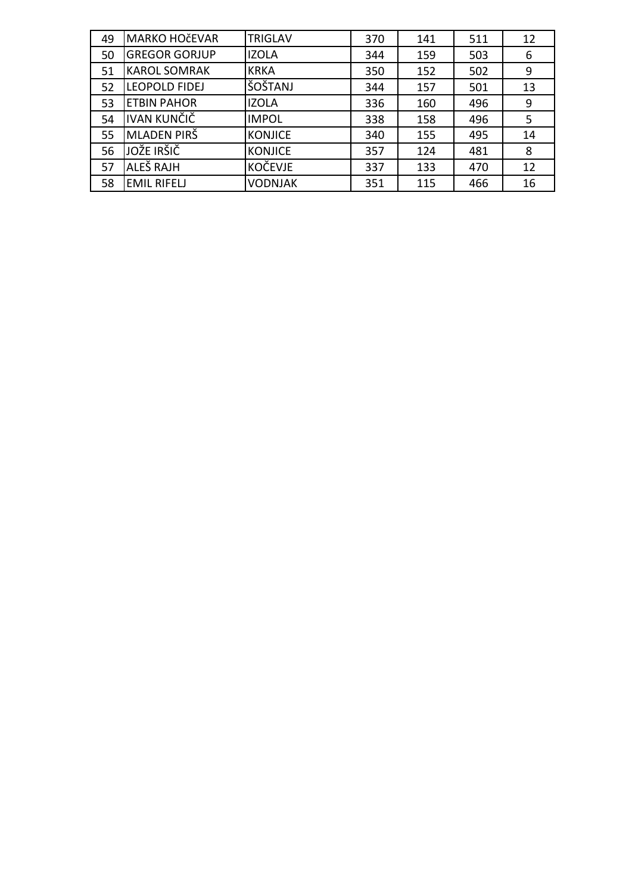| | | | | | | |
|---|---|---|---|---|---|---|
| 49 | MARKO HOčEVAR | TRIGLAV | 370 | 141 | 511 | 12 |
| 50 | GREGOR GORJUP | IZOLA | 344 | 159 | 503 | 6 |
| 51 | KAROL SOMRAK | KRKA | 350 | 152 | 502 | 9 |
| 52 | LEOPOLD FIDEJ | ŠOŠTANJ | 344 | 157 | 501 | 13 |
| 53 | ETBIN PAHOR | IZOLA | 336 | 160 | 496 | 9 |
| 54 | IVAN KUNČIČ | IMPOL | 338 | 158 | 496 | 5 |
| 55 | MLADEN PIRŠ | KONJICE | 340 | 155 | 495 | 14 |
| 56 | JOŽE IRŠIČ | KONJICE | 357 | 124 | 481 | 8 |
| 57 | ALEŠ RAJH | KOČEVJE | 337 | 133 | 470 | 12 |
| 58 | EMIL RIFELJ | VODNJAK | 351 | 115 | 466 | 16 |